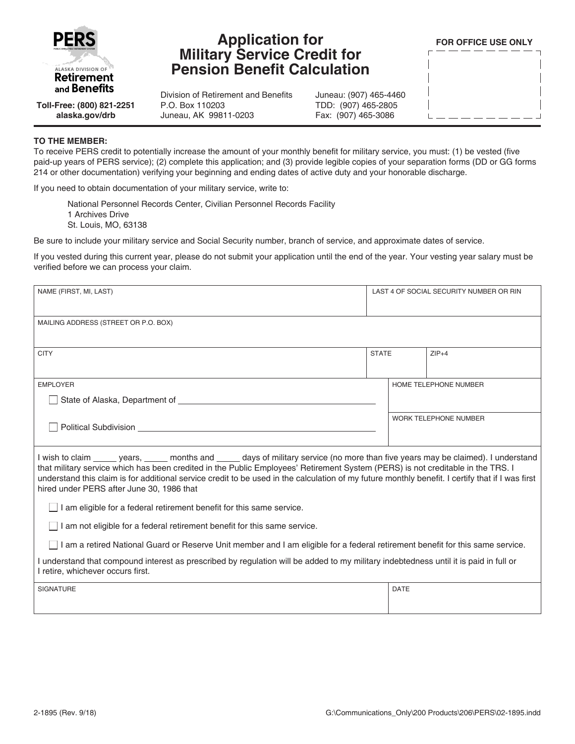PERS

ALASKA DIVISION OF **Retirement and Benefits**

**Toll-Free: (800) 821-2251**
**alaska.gov/drb**

# Application for Military Service Credit for Pension Benefit Calculation

Division of Retirement and Benefits
P.O. Box 110203
Juneau, AK 99811-0203

Juneau: (907) 465-4460
TDD: (907) 465-2805
Fax: (907) 465-3086

**FOR OFFICE USE ONLY**

**TO THE MEMBER:**

To receive PERS credit to potentially increase the amount of your monthly benefit for military service, you must: (1) be vested (five paid-up years of PERS service); (2) complete this application; and (3) provide legible copies of your separation forms (DD or GG forms 214 or other documentation) verifying your beginning and ending dates of active duty and your honorable discharge.

If you need to obtain documentation of your military service, write to:

National Personnel Records Center, Civilian Personnel Records Facility
1 Archives Drive
St. Louis, MO, 63138

Be sure to include your military service and Social Security number, branch of service, and approximate dates of service.

If you vested during this current year, please do not submit your application until the end of the year. Your vesting year salary must be verified before we can process your claim.

| NAME (FIRST, MI, LAST) | | LAST 4 OF SOCIAL SECURITY NUMBER OR RIN |
|---|---|---|
| MAILING ADDRESS (STREET OR P.O. BOX) | | |
| CITY | STATE | ZIP+4 |

| EMPLOYER | |
|---|---|
| ☐ State of Alaska, Department of ______________________ | HOME TELEPHONE NUMBER |
| ☐ Political Subdivision ______________________ | WORK TELEPHONE NUMBER |

I wish to claim _____ years, _____ months and _____ days of military service (no more than five years may be claimed). I understand that military service which has been credited in the Public Employees' Retirement System (PERS) is not creditable in the TRS. I understand this claim is for additional service credit to be used in the calculation of my future monthly benefit. I certify that if I was first hired under PERS after June 30, 1986 that

☐ I am eligible for a federal retirement benefit for this same service.

☐ I am not eligible for a federal retirement benefit for this same service.

☐ I am a retired National Guard or Reserve Unit member and I am eligible for a federal retirement benefit for this same service.

I understand that compound interest as prescribed by regulation will be added to my military indebtedness until it is paid in full or I retire, whichever occurs first.

| SIGNATURE | DATE |
|---|---|
| | |

2-1895 (Rev. 9/18)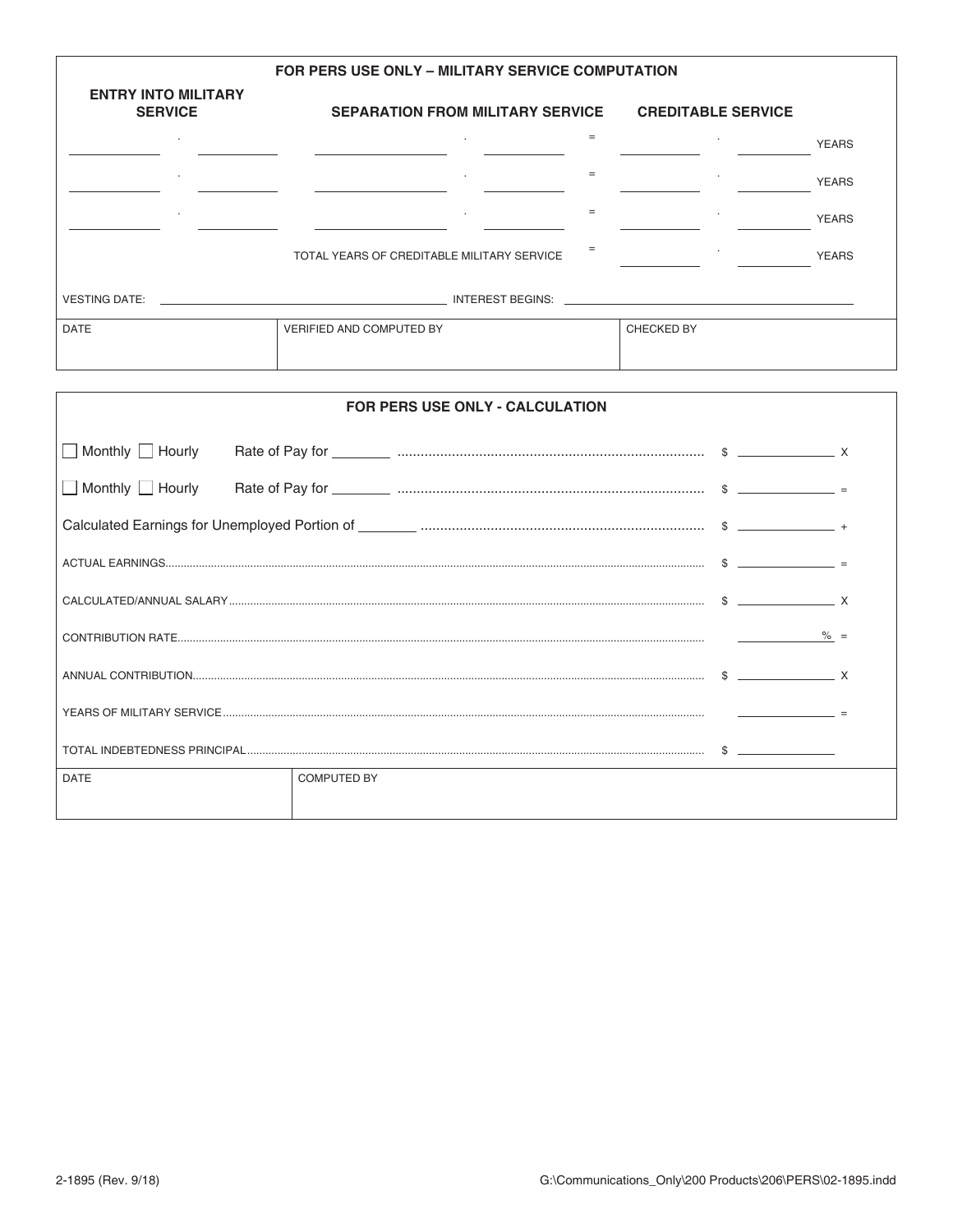## FOR PERS USE ONLY – MILITARY SERVICE COMPUTATION

| ENTRY INTO MILITARY SERVICE | | SEPARATION FROM MILITARY SERVICE | | | CREDITABLE SERVICE | | |
|---|---|---|---|---|---|---|---|
| ______ . | ______ | ______ . | ______ | = | ______ . | ______ | YEARS |
| ______ . | ______ | ______ . | ______ | = | ______ . | ______ | YEARS |
| ______ . | ______ | ______ . | ______ | = | ______ . | ______ | YEARS |
| | | TOTAL YEARS OF CREDITABLE MILITARY SERVICE | | = | ______ . | ______ | YEARS |

VESTING DATE: ______________________ INTEREST BEGINS: ______________________

| DATE | VERIFIED AND COMPUTED BY | CHECKED BY |
|---|---|---|
| | | |

## FOR PERS USE ONLY - CALCULATION

☐ Monthly ☐ Hourly Rate of Pay for ________ .......... $ ________ X

☐ Monthly ☐ Hourly Rate of Pay for ________ .......... $ ________ =

Calculated Earnings for Unemployed Portion of ________ .......... $ ________ +

ACTUAL EARNINGS.......... $ ________ =

CALCULATED/ANNUAL SALARY.......... $ ________ X

CONTRIBUTION RATE.......... ________ % =

ANNUAL CONTRIBUTION.......... $ ________ X

YEARS OF MILITARY SERVICE.......... ________ =

TOTAL INDEBTEDNESS PRINCIPAL.......... $ ________

| DATE | COMPUTED BY |
|---|---|
| | |

2-1895 (Rev. 9/18) G:\Communications_Only\200 Products\206\PERS\02-1895.indd